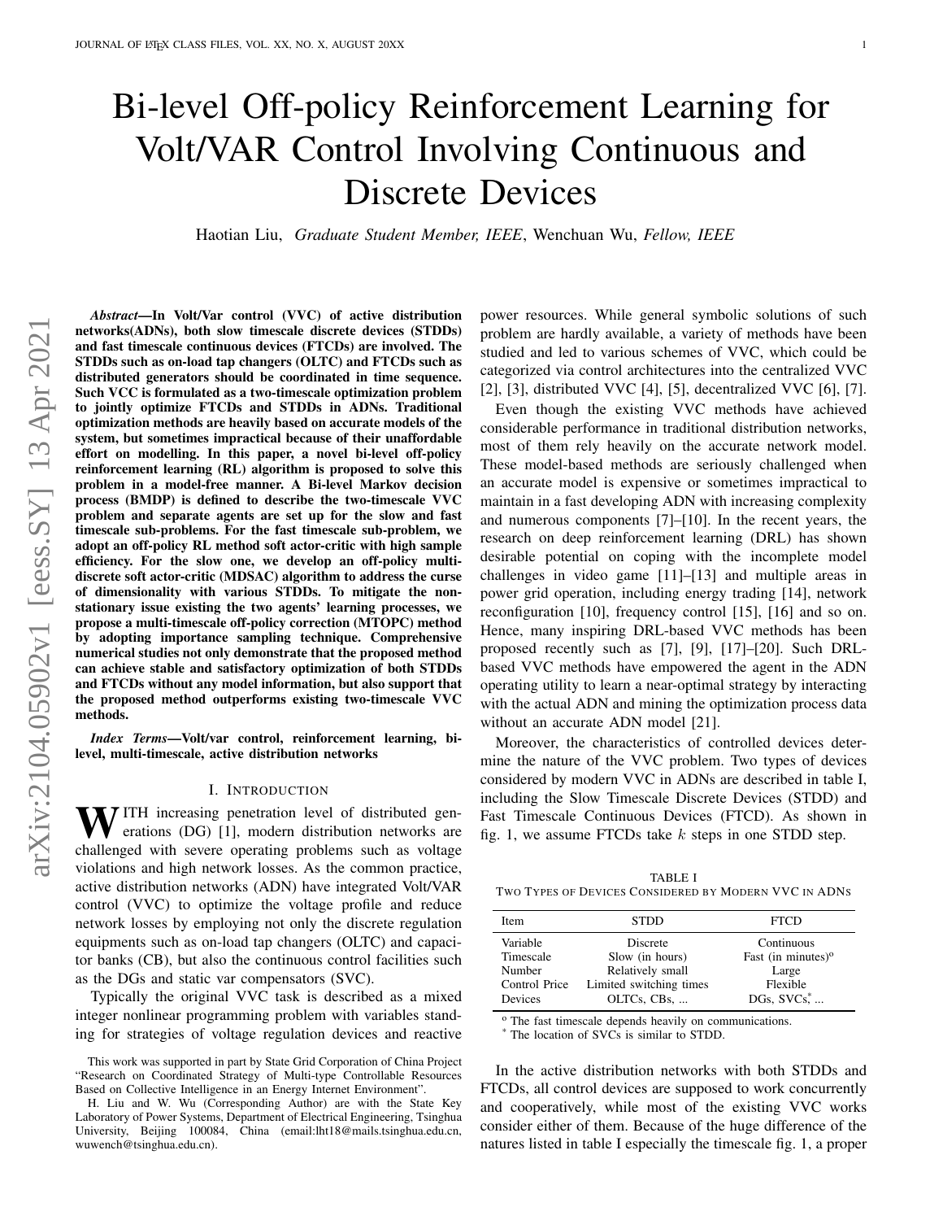# Bi-level Off-policy Reinforcement Learning for Volt/VAR Control Involving Continuous and Discrete Devices

Haotian Liu, *Graduate Student Member, IEEE*, Wenchuan Wu, *Fellow, IEEE*

***Abstract*—In Volt/Var control (VVC) of active distribution networks(ADNs), both slow timescale discrete devices (STDDs) and fast timescale continuous devices (FTCDs) are involved. The STDDs such as on-load tap changers (OLTC) and FTCDs such as distributed generators should be coordinated in time sequence. Such VCC is formulated as a two-timescale optimization problem to jointly optimize FTCDs and STDDs in ADNs. Traditional optimization methods are heavily based on accurate models of the system, but sometimes impractical because of their unaffordable effort on modelling. In this paper, a novel bi-level off-policy reinforcement learning (RL) algorithm is proposed to solve this problem in a model-free manner. A Bi-level Markov decision process (BMDP) is defined to describe the two-timescale VVC problem and separate agents are set up for the slow and fast timescale sub-problems. For the fast timescale sub-problem, we adopt an off-policy RL method soft actor-critic with high sample efficiency. For the slow one, we develop an off-policy multi-discrete soft actor-critic (MDSAC) algorithm to address the curse of dimensionality with various STDDs. To mitigate the non-stationary issue existing the two agents' learning processes, we propose a multi-timescale off-policy correction (MTOPC) method by adopting importance sampling technique. Comprehensive numerical studies not only demonstrate that the proposed method can achieve stable and satisfactory optimization of both STDDs and FTCDs without any model information, but also support that the proposed method outperforms existing two-timescale VVC methods.**

***Index Terms*—Volt/var control, reinforcement learning, bi-level, multi-timescale, active distribution networks**

## I. Introduction

With increasing penetration level of distributed generations (DG) [1], modern distribution networks are challenged with severe operating problems such as voltage violations and high network losses. As the common practice, active distribution networks (ADN) have integrated Volt/VAR control (VVC) to optimize the voltage profile and reduce network losses by employing not only the discrete regulation equipments such as on-load tap changers (OLTC) and capacitor banks (CB), but also the continuous control facilities such as the DGs and static var compensators (SVC).

Typically the original VVC task is described as a mixed integer nonlinear programming problem with variables standing for strategies of voltage regulation devices and reactive power resources. While general symbolic solutions of such problem are hardly available, a variety of methods have been studied and led to various schemes of VVC, which could be categorized via control architectures into the centralized VVC [2], [3], distributed VVC [4], [5], decentralized VVC [6], [7].

Even though the existing VVC methods have achieved considerable performance in traditional distribution networks, most of them rely heavily on the accurate network model. These model-based methods are seriously challenged when an accurate model is expensive or sometimes impractical to maintain in a fast developing ADN with increasing complexity and numerous components [7]–[10]. In the recent years, the research on deep reinforcement learning (DRL) has shown desirable potential on coping with the incomplete model challenges in video game [11]–[13] and multiple areas in power grid operation, including energy trading [14], network reconfiguration [10], frequency control [15], [16] and so on. Hence, many inspiring DRL-based VVC methods has been proposed recently such as [7], [9], [17]–[20]. Such DRL-based VVC methods have empowered the agent in the ADN operating utility to learn a near-optimal strategy by interacting with the actual ADN and mining the optimization process data without an accurate ADN model [21].

Moreover, the characteristics of controlled devices determine the nature of the VVC problem. Two types of devices considered by modern VVC in ADNs are described in table I, including the Slow Timescale Discrete Devices (STDD) and Fast Timescale Continuous Devices (FTCD). As shown in fig. 1, we assume FTCDs take $k$ steps in one STDD step.

TABLE I
Two Types of Devices Considered by Modern VVC in ADNs

| Item | STDD | FTCD |
|---|---|---|
| Variable | Discrete | Continuous |
| Timescale | Slow (in hours) | Fast (in minutes)[o] |
| Number | Relatively small | Large |
| Control Price | Limited switching times | Flexible |
| Devices | OLTCs, CBs, ... | DGs, SVCs[*], ... |

[o] The fast timescale depends heavily on communications.
[*] The location of SVCs is similar to STDD.

In the active distribution networks with both STDDs and FTCDs, all control devices are supposed to work concurrently and cooperatively, while most of the existing VVC works consider either of them. Because of the huge difference of the natures listed in table I especially the timescale fig. 1, a proper

This work was supported in part by State Grid Corporation of China Project "Research on Coordinated Strategy of Multi-type Controllable Resources Based on Collective Intelligence in an Energy Internet Environment".

H. Liu and W. Wu (Corresponding Author) are with the State Key Laboratory of Power Systems, Department of Electrical Engineering, Tsinghua University, Beijing 100084, China (email:lht18@mails.tsinghua.edu.cn, wuwench@tsinghua.edu.cn).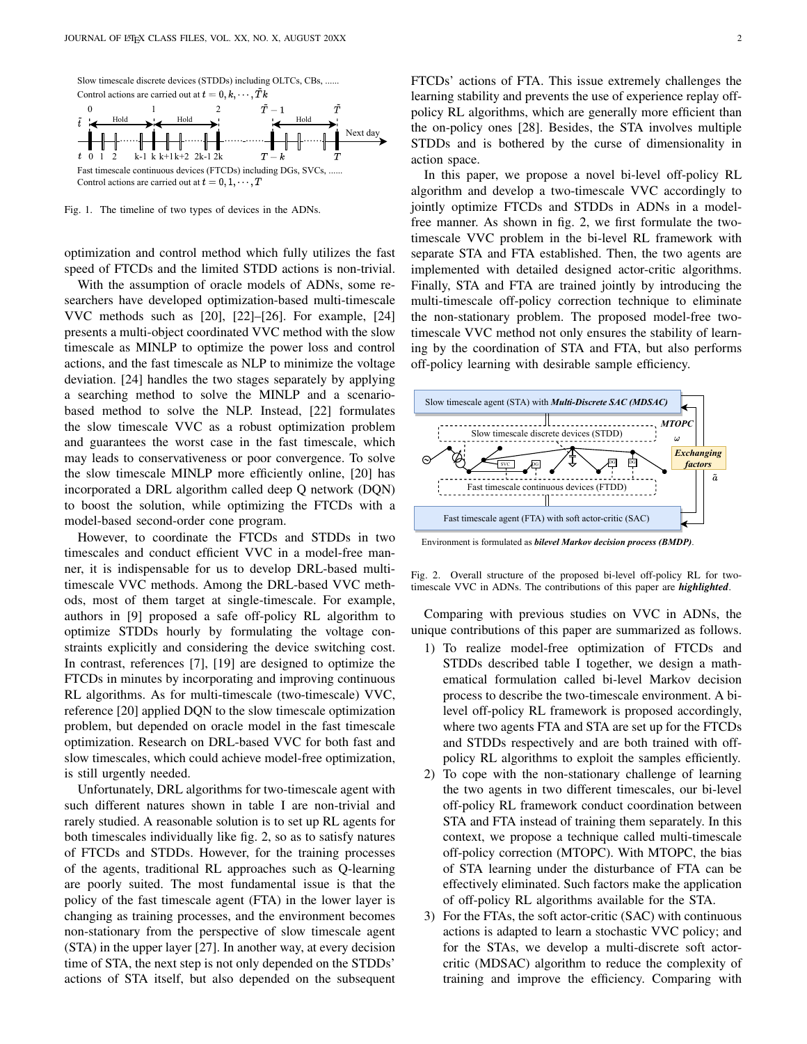Fig. 1. The timeline of two types of devices in the ADNs.

optimization and control method which fully utilizes the fast speed of FTCDs and the limited STDD actions is non-trivial.

With the assumption of oracle models of ADNs, some researchers have developed optimization-based multi-timescale VVC methods such as [20], [22]–[26]. For example, [24] presents a multi-object coordinated VVC method with the slow timescale as MINLP to optimize the power loss and control actions, and the fast timescale as NLP to minimize the voltage deviation. [24] handles the two stages separately by applying a searching method to solve the MINLP and a scenario-based method to solve the NLP. Instead, [22] formulates the slow timescale VVC as a robust optimization problem and guarantees the worst case in the fast timescale, which may leads to conservativeness or poor convergence. To solve the slow timescale MINLP more efficiently online, [20] has incorporated a DRL algorithm called deep Q network (DQN) to boost the solution, while optimizing the FTCDs with a model-based second-order cone program.

However, to coordinate the FTCDs and STDDs in two timescales and conduct efficient VVC in a model-free manner, it is indispensable for us to develop DRL-based multi-timescale VVC methods. Among the DRL-based VVC methods, most of them target at single-timescale. For example, authors in [9] proposed a safe off-policy RL algorithm to optimize STDDs hourly by formulating the voltage constraints explicitly and considering the device switching cost. In contrast, references [7], [19] are designed to optimize the FTCDs in minutes by incorporating and improving continuous RL algorithms. As for multi-timescale (two-timescale) VVC, reference [20] applied DQN to the slow timescale optimization problem, but depended on oracle model in the fast timescale optimization. Research on DRL-based VVC for both fast and slow timescales, which could achieve model-free optimization, is still urgently needed.

Unfortunately, DRL algorithms for two-timescale agent with such different natures shown in table I are non-trivial and rarely studied. A reasonable solution is to set up RL agents for both timescales individually like fig. 2, so as to satisfy natures of FTCDs and STDDs. However, for the training processes of the agents, traditional RL approaches such as Q-learning are poorly suited. The most fundamental issue is that the policy of the fast timescale agent (FTA) in the lower layer is changing as training processes, and the environment becomes non-stationary from the perspective of slow timescale agent (STA) in the upper layer [27]. In another way, at every decision time of STA, the next step is not only depended on the STDDs' actions of STA itself, but also depended on the subsequent FTCDs' actions of FTA. This issue extremely challenges the learning stability and prevents the use of experience replay off-policy RL algorithms, which are generally more efficient than the on-policy ones [28]. Besides, the STA involves multiple STDDs and is bothered by the curse of dimensionality in action space.

In this paper, we propose a novel bi-level off-policy RL algorithm and develop a two-timescale VVC accordingly to jointly optimize FTCDs and STDDs in ADNs in a model-free manner. As shown in fig. 2, we first formulate the two-timescale VVC problem in the bi-level RL framework with separate STA and FTA established. Then, the two agents are implemented with detailed designed actor-critic algorithms. Finally, STA and FTA are trained jointly by introducing the multi-timescale off-policy correction technique to eliminate the non-stationary problem. The proposed model-free two-timescale VVC method not only ensures the stability of learning by the coordination of STA and FTA, but also performs off-policy learning with desirable sample efficiency.

Fig. 2. Overall structure of the proposed bi-level off-policy RL for two-timescale VVC in ADNs. The contributions of this paper are ***highlighted***.

Comparing with previous studies on VVC in ADNs, the unique contributions of this paper are summarized as follows.

1) To realize model-free optimization of FTCDs and STDDs described table I together, we design a mathematical formulation called bi-level Markov decision process to describe the two-timescale environment. A bi-level off-policy RL framework is proposed accordingly, where two agents FTA and STA are set up for the FTCDs and STDDs respectively and are both trained with off-policy RL algorithms to exploit the samples efficiently.
2) To cope with the non-stationary challenge of learning the two agents in two different timescales, our bi-level off-policy RL framework conduct coordination between STA and FTA instead of training them separately. In this context, we propose a technique called multi-timescale off-policy correction (MTOPC). With MTOPC, the bias of STA learning under the disturbance of FTA can be effectively eliminated. Such factors make the application of off-policy RL algorithms available for the STA.
3) For the FTAs, the soft actor-critic (SAC) with continuous actions is adapted to learn a stochastic VVC policy; and for the STAs, we develop a multi-discrete soft actor-critic (MDSAC) algorithm to reduce the complexity of training and improve the efficiency. Comparing with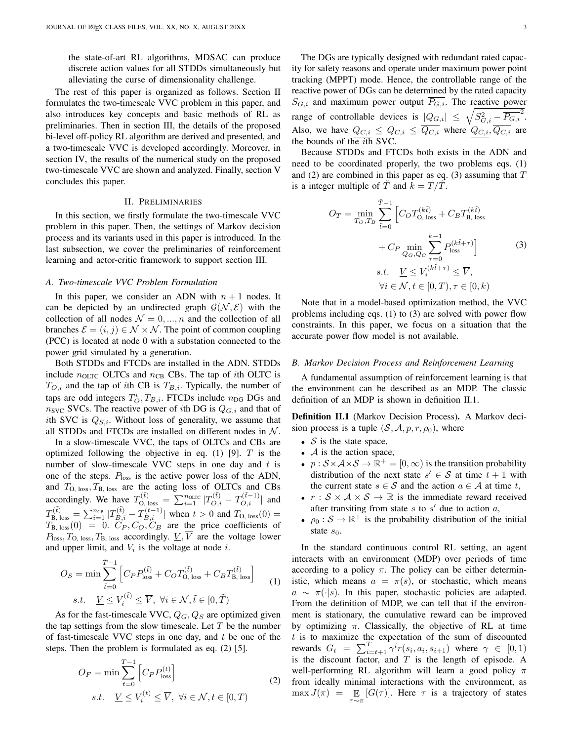the state-of-art RL algorithms, MDSAC can produce discrete action values for all STDDs simultaneously but alleviating the curse of dimensionality challenge.

The rest of this paper is organized as follows. Section II formulates the two-timescale VVC problem in this paper, and also introduces key concepts and basic methods of RL as preliminaries. Then in section III, the details of the proposed bi-level off-policy RL algorithm are derived and presented, and a two-timescale VVC is developed accordingly. Moreover, in section IV, the results of the numerical study on the proposed two-timescale VVC are shown and analyzed. Finally, section V concludes this paper.

## II. Preliminaries

In this section, we firstly formulate the two-timescale VVC problem in this paper. Then, the settings of Markov decision process and its variants used in this paper is introduced. In the last subsection, we cover the preliminaries of reinforcement learning and actor-critic framework to support section III.

### A. Two-timescale VVC Problem Formulation

In this paper, we consider an ADN with $n+1$ nodes. It can be depicted by an undirected graph $\mathcal{G}(\mathcal{N},\mathcal{E})$ with the collection of all nodes $\mathcal{N}=0,...,n$ and the collection of all branches $\mathcal{E}=(i,j)\in\mathcal{N}\times\mathcal{N}$. The point of common coupling (PCC) is located at node 0 with a substation connected to the power grid simulated by a generation.

Both STDDs and FTCDs are installed in the ADN. STDDs include $n_{\text{OLTC}}$ OLTCs and $n_{\text{CB}}$ CBs. The tap of $i$th OLTC is $T_{O,i}$ and the tap of $i$th CB is $T_{B,i}$. Typically, the number of taps are odd integers $\overline{T_O^i}, \overline{T_{B,i}}$. FTCDs include $n_{\text{DG}}$ DGs and $n_{\text{SVC}}$ SVCs. The reactive power of $i$th DG is $Q_{G,i}$ and that of $i$th SVC is $Q_{S,i}$. Without loss of generality, we assume that all STDDs and FTCDs are installed on different nodes in $\mathcal{N}$.

In a slow-timescale VVC, the taps of OLTCs and CBs are optimized following the objective in eq. (1) [9]. $T$ is the number of slow-timescale VVC steps in one day and $t$ is one of the steps. $P_{\text{loss}}$ is the active power loss of the ADN, and $T_{\text{O, loss}}, T_{\text{B, loss}}$ are the acting loss of OLTCs and CBs accordingly. We have $T_{\text{O, loss}}^{(\tilde{t})}=\sum_{i=1}^{n_{\text{OLTC}}}|T_{O,i}^{(\tilde{t})}-T_{O,i}^{(\tilde{t}-1)}|$ and $T_{\text{B, loss}}^{(\tilde{t})}=\sum_{i=1}^{n_{\text{CB}}}|T_{B,i}^{(\tilde{t})}-T_{B,i}^{(t-1)}|$ when $t>0$ and $T_{\text{O, loss}}(0)=T_{\text{B, loss}}(0)=0$. $C_P, C_O, C_B$ are the price coefficients of $P_{\text{loss}}, T_{\text{O, loss}}, T_{\text{B, loss}}$ accordingly. $\underline{V}, \overline{V}$ are the voltage lower and upper limit, and $V_i$ is the voltage at node $i$.

$$
\begin{aligned}
O_S = \min \sum_{\tilde{t}=0}^{\tilde{T}-1} & \left[ C_P P_{\text{loss}}^{(\tilde{t})} + C_O T_{\text{O, loss}}^{(\tilde{t})} + C_B T_{\text{B, loss}}^{(\tilde{t})} \right] \\
s.t. \quad & \underline{V} \le V_i^{(\tilde{t})} \le \overline{V}, \ \forall i \in \mathcal{N}, \tilde{t} \in [0, \tilde{T})
\end{aligned} \tag{1}
$$

As for the fast-timescale VVC, $Q_G, Q_S$ are optimized given the tap settings from the slow timescale. Let $T$ be the number of fast-timescale VVC steps in one day, and $t$ be one of the steps. Then the problem is formulated as eq. (2) [5].

$$
\begin{aligned}
O_F = \min \sum_{t=0}^{T-1} & \left[ C_P P_{\text{loss}}^{(t)} \right] \\
s.t. \quad & \underline{V} \le V_i^{(t)} \le \overline{V}, \ \forall i \in \mathcal{N}, t \in [0, T)
\end{aligned} \tag{2}
$$

The DGs are typically designed with redundant rated capacity for safety reasons and operate under maximum power point tracking (MPPT) mode. Hence, the controllable range of the reactive power of DGs can be determined by the rated capacity $S_{G,i}$ and maximum power output $\overline{P_{G,i}}$. The reactive power range of controllable devices is $|Q_{G,i}| \le \sqrt{S_{G,i}^2 - \overline{P_{G,i}}^2}$. Also, we have $\underline{Q_{C,i}} \le Q_{C,i} \le \overline{Q_{C,i}}$ where $\underline{Q_{C,i}}, \overline{Q_{C,i}}$ are the bounds of the $i$th SVC.

Because STDDs and FTCDs both exists in the ADN and need to be coordinated properly, the two problems eqs. (1) and (2) are combined in this paper as eq. (3) assuming that $T$ is a integer multiple of $\tilde{T}$ and $k=T/\tilde{T}$.

$$
\begin{aligned}
O_T = \min_{T_O, T_B} \sum_{\tilde{t}=0}^{\tilde{T}-1} & \Big[ C_O T_{\text{O, loss}}^{(k\tilde{t})} + C_B T_{\text{B, loss}}^{(k\tilde{t})} \\
& + C_P \min_{Q_G, Q_C} \sum_{\tau=0}^{k-1} P_{\text{loss}}^{(k\tilde{t}+\tau)} \Big] \\
s.t. \quad & \underline{V} \le V_i^{(k\tilde{t}+\tau)} \le \overline{V}, \\
& \forall i \in \mathcal{N}, t \in [0, T), \tau \in [0, k)
\end{aligned} \tag{3}
$$

Note that in a model-based optimization method, the VVC problems including eqs. (1) to (3) are solved with power flow constraints. In this paper, we focus on a situation that the accurate power flow model is not available.

### B. Markov Decision Process and Reinforcement Learning

A fundamental assumption of reinforcement learning is that the environment can be described as an MDP. The classic definition of an MDP is shown in definition II.1.

**Definition II.1** (Markov Decision Process)**.** A Markov decision process is a tuple $(\mathcal{S}, \mathcal{A}, p, r, \rho_0)$, where

- $\mathcal{S}$ is the state space,
- $\mathcal{A}$ is the action space,
- $p: \mathcal{S}\times\mathcal{A}\times\mathcal{S} \to \mathbb{R}^+ = [0, \infty)$ is the transition probability distribution of the next state $s' \in \mathcal{S}$ at time $t+1$ with the current state $s \in \mathcal{S}$ and the action $a \in \mathcal{A}$ at time $t$,
- $r: \mathcal{S}\times\mathcal{A}\times\mathcal{S} \to \mathbb{R}$ is the immediate reward received after transiting from state $s$ to $s'$ due to action $a$,
- $\rho_0: \mathcal{S} \to \mathbb{R}^+$ is the probability distribution of the initial state $s_0$.

In the standard continuous control RL setting, an agent interacts with an environment (MDP) over periods of time according to a policy $\pi$. The policy can be either deterministic, which means $a=\pi(s)$, or stochastic, which means $a \sim \pi(\cdot|s)$. In this paper, stochastic policies are adapted. From the definition of MDP, we can tell that if the environment is stationary, the cumulative reward can be improved by optimizing $\pi$. Classically, the objective of RL at time $t$ is to maximize the expectation of the sum of discounted rewards $G_t = \sum_{i=t+1}^{T} \gamma^i r(s_i, a_i, s_{i+1})$ where $\gamma \in [0,1)$ is the discount factor, and $T$ is the length of episode. A well-performing RL algorithm will learn a good policy $\pi$ from ideally minimal interactions with the environment, as $\max J(\pi) = \mathop{\mathbb{E}}_{\tau\sim\pi}[G(\tau)]$. Here $\tau$ is a trajectory of states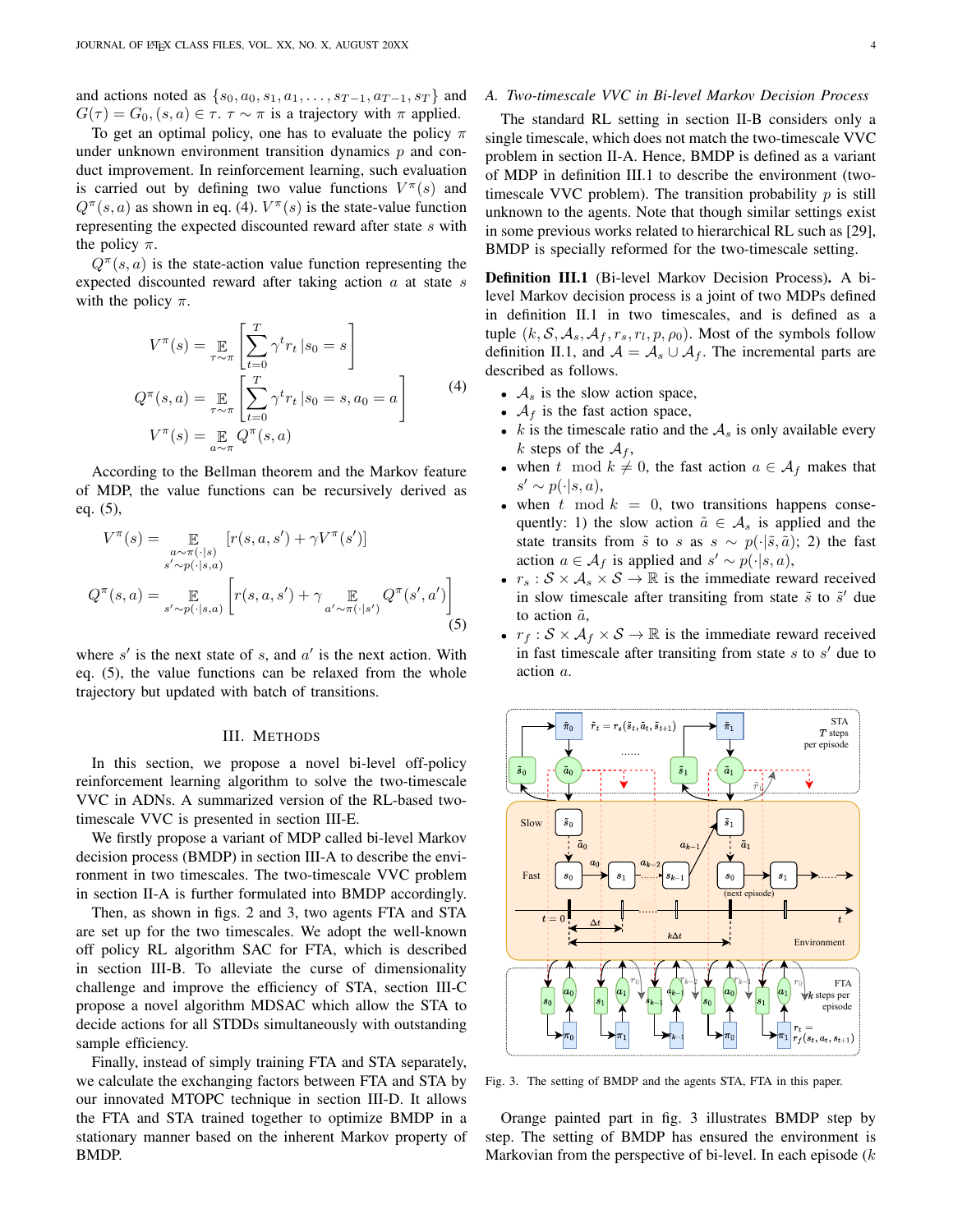and actions noted as $\{s_0, a_0, s_1, a_1, \dots, s_{T-1}, a_{T-1}, s_T\}$ and $G(\tau) = G_0, (s,a) \in \tau$. $\tau \sim \pi$ is a trajectory with $\pi$ applied.

To get an optimal policy, one has to evaluate the policy $\pi$ under unknown environment transition dynamics $p$ and conduct improvement. In reinforcement learning, such evaluation is carried out by defining two value functions $V^\pi(s)$ and $Q^\pi(s,a)$ as shown in eq. (4). $V^\pi(s)$ is the state-value function representing the expected discounted reward after state $s$ with the policy $\pi$.

$Q^\pi(s,a)$ is the state-action value function representing the expected discounted reward after taking action $a$ at state $s$ with the policy $\pi$.

$$
\begin{aligned}
V^\pi(s) &= \mathop{\mathbb{E}}_{\tau\sim\pi}\left[\sum_{t=0}^{T}\gamma^t r_t \,|s_0 = s\right] \\
Q^\pi(s,a) &= \mathop{\mathbb{E}}_{\tau\sim\pi}\left[\sum_{t=0}^{T}\gamma^t r_t \,|s_0 = s, a_0 = a\right] \\
V^\pi(s) &= \mathop{\mathbb{E}}_{a\sim\pi} Q^\pi(s,a)
\end{aligned}
\tag{4}
$$

According to the Bellman theorem and the Markov feature of MDP, the value functions can be recursively derived as eq. (5),

$$
\begin{aligned}
V^\pi(s) &= \mathop{\mathbb{E}}_{\substack{a\sim\pi(\cdot|s)\\ s'\sim p(\cdot|s,a)}}\left[r(s,a,s') + \gamma V^\pi(s')\right] \\
Q^\pi(s,a) &= \mathop{\mathbb{E}}_{s'\sim p(\cdot|s,a)}\left[r(s,a,s') + \gamma \mathop{\mathbb{E}}_{a'\sim\pi(\cdot|s')} Q^\pi(s',a')\right]
\end{aligned}
\tag{5}
$$

where $s'$ is the next state of $s$, and $a'$ is the next action. With eq. (5), the value functions can be relaxed from the whole trajectory but updated with batch of transitions.

## III. Methods

In this section, we propose a novel bi-level off-policy reinforcement learning algorithm to solve the two-timescale VVC in ADNs. A summarized version of the RL-based two-timescale VVC is presented in section III-E.

We firstly propose a variant of MDP called bi-level Markov decision process (BMDP) in section III-A to describe the environment in two timescales. The two-timescale VVC problem in section II-A is further formulated into BMDP accordingly.

Then, as shown in figs. 2 and 3, two agents FTA and STA are set up for the two timescales. We adopt the well-known off policy RL algorithm SAC for FTA, which is described in section III-B. To alleviate the curse of dimensionality challenge and improve the efficiency of STA, section III-C propose a novel algorithm MDSAC which allow the STA to decide actions for all STDDs simultaneously with outstanding sample efficiency.

Finally, instead of simply training FTA and STA separately, we calculate the exchanging factors between FTA and STA by our innovated MTOPC technique in section III-D. It allows the FTA and STA trained together to optimize BMDP in a stationary manner based on the inherent Markov property of BMDP.

### A. Two-timescale VVC in Bi-level Markov Decision Process

The standard RL setting in section II-B considers only a single timescale, which does not match the two-timescale VVC problem in section II-A. Hence, BMDP is defined as a variant of MDP in definition III.1 to describe the environment (two-timescale VVC problem). The transition probability $p$ is still unknown to the agents. Note that though similar settings exist in some previous works related to hierarchical RL such as [29], BMDP is specially reformed for the two-timescale setting.

**Definition III.1** (Bi-level Markov Decision Process)**.** A bi-level Markov decision process is a joint of two MDPs defined in definition II.1 in two timescales, and is defined as a tuple $(k, \mathcal{S}, \mathcal{A}_s, \mathcal{A}_f, r_s, r_l, p, \rho_0)$. Most of the symbols follow definition II.1, and $\mathcal{A} = \mathcal{A}_s \cup \mathcal{A}_f$. The incremental parts are described as follows.

- $\mathcal{A}_s$ is the slow action space,
- $\mathcal{A}_f$ is the fast action space,
- $k$ is the timescale ratio and the $\mathcal{A}_s$ is only available every $k$ steps of the $\mathcal{A}_f$,
- when $t \mod k \neq 0$, the fast action $a \in \mathcal{A}_f$ makes that $s' \sim p(\cdot|s,a)$,
- when $t \mod k = 0$, two transitions happens consequently: 1) the slow action $\tilde{a} \in \mathcal{A}_s$ is applied and the state transits from $\tilde{s}$ to $s$ as $s \sim p(\cdot|\tilde{s},\tilde{a})$; 2) the fast action $a \in \mathcal{A}_f$ is applied and $s' \sim p(\cdot|s,a)$,
- $r_s : \mathcal{S} \times \mathcal{A}_s \times \mathcal{S} \to \mathbb{R}$ is the immediate reward received in slow timescale after transiting from state $\tilde{s}$ to $\tilde{s}'$ due to action $\tilde{a}$,
- $r_f : \mathcal{S} \times \mathcal{A}_f \times \mathcal{S} \to \mathbb{R}$ is the immediate reward received in fast timescale after transiting from state $s$ to $s'$ due to action $a$.

Fig. 3. The setting of BMDP and the agents STA, FTA in this paper.

Orange painted part in fig. 3 illustrates BMDP step by step. The setting of BMDP has ensured the environment is Markovian from the perspective of bi-level. In each episode ($k$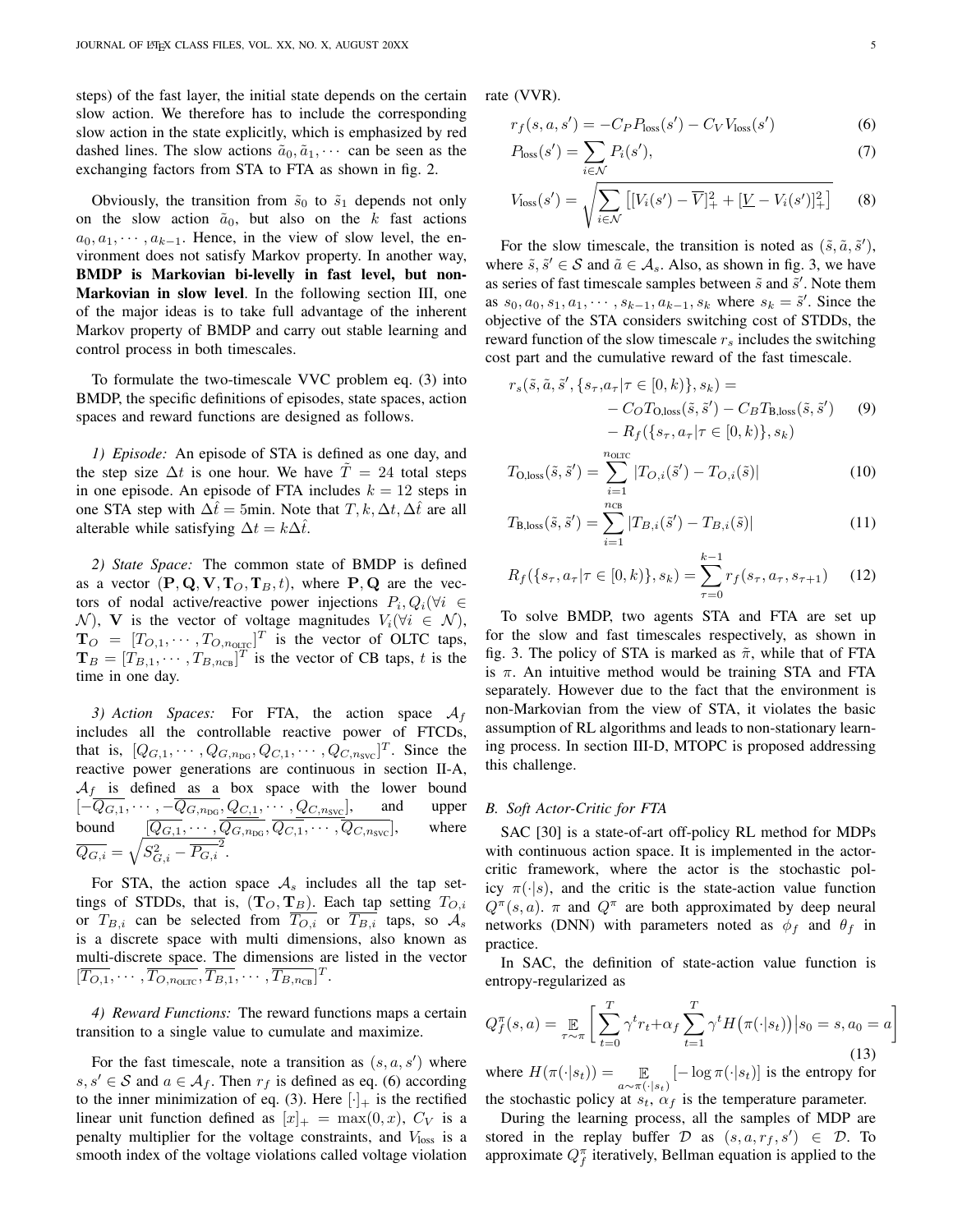steps) of the fast layer, the initial state depends on the certain slow action. We therefore has to include the corresponding slow action in the state explicitly, which is emphasized by red dashed lines. The slow actions $\tilde{a}_0, \tilde{a}_1, \cdots$ can be seen as the exchanging factors from STA to FTA as shown in fig. 2.

Obviously, the transition from $\tilde{s}_0$ to $\tilde{s}_1$ depends not only on the slow action $\tilde{a}_0$, but also on the $k$ fast actions $a_0, a_1, \cdots, a_{k-1}$. Hence, in the view of slow level, the environment does not satisfy Markov property. In another way, **BMDP is Markovian bi-levelly in fast level, but non-Markovian in slow level**. In the following section III, one of the major ideas is to take full advantage of the inherent Markov property of BMDP and carry out stable learning and control process in both timescales.

To formulate the two-timescale VVC problem eq. (3) into BMDP, the specific definitions of episodes, state spaces, action spaces and reward functions are designed as follows.

*1) Episode:* An episode of STA is defined as one day, and the step size $\Delta t$ is one hour. We have $\tilde{T} = 24$ total steps in one episode. An episode of FTA includes $k = 12$ steps in one STA step with $\Delta\hat{t} = 5$min. Note that $T, k, \Delta t, \Delta\hat{t}$ are all alterable while satisfying $\Delta t = k\Delta\hat{t}$.

*2) State Space:* The common state of BMDP is defined as a vector $(\mathbf{P}, \mathbf{Q}, \mathbf{V}, \mathbf{T}_O, \mathbf{T}_B, t)$, where $\mathbf{P}, \mathbf{Q}$ are the vectors of nodal active/reactive power injections $P_i, Q_i (\forall i \in \mathcal{N})$, $\mathbf{V}$ is the vector of voltage magnitudes $V_i (\forall i \in \mathcal{N})$, $\mathbf{T}_O = [T_{O,1}, \cdots, T_{O,n_{\text{OLTC}}}]^T$ is the vector of OLTC taps, $\mathbf{T}_B = [T_{B,1}, \cdots, T_{B,n_{\text{CB}}}]^T$ is the vector of CB taps, $t$ is the time in one day.

*3) Action Spaces:* For FTA, the action space $\mathcal{A}_f$ includes all the controllable reactive power of FTCDs, that is, $[Q_{G,1}, \cdots, Q_{G,n_{\text{DG}}}, Q_{C,1}, \cdots, Q_{C,n_{\text{SVC}}}]^T$. Since the reactive power generations are continuous in section II-A, $\mathcal{A}_f$ is defined as a box space with the lower bound $[-\overline{Q_{G,1}}, \cdots, -\overline{Q_{G,n_{\text{DG}}}}, \underline{Q_{C,1}}, \cdots, \underline{Q_{C,n_{\text{SVC}}}}]$, and upper bound $[\overline{Q_{G,1}}, \cdots, \overline{Q_{G,n_{\text{DG}}}}, \overline{Q_{C,1}}, \cdots, \overline{Q_{C,n_{\text{SVC}}}}]$, where $\overline{Q_{G,i}} = \sqrt{S_{G,i}^2 - \overline{P_{G,i}}^2}$.

For STA, the action space $\mathcal{A}_s$ includes all the tap settings of STDDs, that is, $(\mathbf{T}_O, \mathbf{T}_B)$. Each tap setting $T_{O,i}$ or $T_{B,i}$ can be selected from $\overline{T_{O,i}}$ or $\overline{T_{B,i}}$ taps, so $\mathcal{A}_s$ is a discrete space with multi dimensions, also known as multi-discrete space. The dimensions are listed in the vector $[\overline{T_{O,1}}, \cdots, \overline{T_{O,n_{\text{OLTC}}}}, \overline{T_{B,1}}, \cdots, \overline{T_{B,n_{\text{CB}}}}]^T$.

*4) Reward Functions:* The reward functions maps a certain transition to a single value to cumulate and maximize.

For the fast timescale, note a transition as $(s, a, s')$ where $s, s' \in \mathcal{S}$ and $a \in \mathcal{A}_f$. Then $r_f$ is defined as eq. (6) according to the inner minimization of eq. (3). Here $[\cdot]_+$ is the rectified linear unit function defined as $[x]_+ = \max(0, x)$, $C_V$ is a penalty multiplier for the voltage constraints, and $V_{\text{loss}}$ is a smooth index of the voltage violations called voltage violation rate (VVR).

$$r_f(s, a, s') = -C_P P_{\text{loss}}(s') - C_V V_{\text{loss}}(s') \tag{6}$$

$$P_{\text{loss}}(s') = \sum_{i \in \mathcal{N}} P_i(s'), \tag{7}$$

$$V_{\text{loss}}(s') = \sqrt{\sum_{i \in \mathcal{N}} \left[ [V_i(s') - \overline{V}]_+^2 + [\underline{V} - V_i(s')]_+^2 \right]} \tag{8}$$

For the slow timescale, the transition is noted as $(\tilde{s}, \tilde{a}, \tilde{s}')$, where $\tilde{s}, \tilde{s}' \in \mathcal{S}$ and $\tilde{a} \in \mathcal{A}_s$. Also, as shown in fig. 3, we have as series of fast timescale samples between $\tilde{s}$ and $\tilde{s}'$. Note them as $s_0, a_0, s_1, a_1, \cdots, s_{k-1}, a_{k-1}, s_k$ where $s_k = \tilde{s}'$. Since the objective of the STA considers switching cost of STDDs, the reward function of the slow timescale $r_s$ includes the switching cost part and the cumulative reward of the fast timescale.

$$\begin{aligned} r_s(\tilde{s}, \tilde{a}, \tilde{s}', \{s_\tau, a_\tau | \tau \in [0, k)\}, s_k) = \\ - C_O T_{\text{O,loss}}(\tilde{s}, \tilde{s}') - C_B T_{\text{B,loss}}(\tilde{s}, \tilde{s}') \\ - R_f(\{s_\tau, a_\tau | \tau \in [0, k)\}, s_k) \end{aligned} \tag{9}$$

$$T_{\text{O,loss}}(\tilde{s}, \tilde{s}') = \sum_{i=1}^{n_{\text{OLTC}}} |T_{O,i}(\tilde{s}') - T_{O,i}(\tilde{s})| \tag{10}$$

$$T_{\text{B,loss}}(\tilde{s}, \tilde{s}') = \sum_{i=1}^{n_{\text{CB}}} |T_{B,i}(\tilde{s}') - T_{B,i}(\tilde{s})| \tag{11}$$

$$R_f(\{s_\tau, a_\tau | \tau \in [0, k)\}, s_k) = \sum_{\tau=0}^{k-1} r_f(s_\tau, a_\tau, s_{\tau+1}) \tag{12}$$

To solve BMDP, two agents STA and FTA are set up for the slow and fast timescales respectively, as shown in fig. 3. The policy of STA is marked as $\tilde{\pi}$, while that of FTA is $\pi$. An intuitive method would be training STA and FTA separately. However due to the fact that the environment is non-Markovian from the view of STA, it violates the basic assumption of RL algorithms and leads to non-stationary learning process. In section III-D, MTOPC is proposed addressing this challenge.

### B. Soft Actor-Critic for FTA

SAC [30] is a state-of-art off-policy RL method for MDPs with continuous action space. It is implemented in the actor-critic framework, where the actor is the stochastic policy $\pi(\cdot|s)$, and the critic is the state-action value function $Q^\pi(s, a)$. $\pi$ and $Q^\pi$ are both approximated by deep neural networks (DNN) with parameters noted as $\phi_f$ and $\theta_f$ in practice.

In SAC, the definition of state-action value function is entropy-regularized as

$$Q_f^\pi(s, a) = \mathop{\mathbb{E}}_{\tau \sim \pi} \left[ \sum_{t=0}^{T} \gamma^t r_t + \alpha_f \sum_{t=1}^{T} \gamma^t H\big(\pi(\cdot|s_t)\big) \big| s_0 = s, a_0 = a \right] \tag{13}$$

where $H(\pi(\cdot|s_t)) = \mathop{\mathbb{E}}_{a \sim \pi(\cdot|s_t)} [-\log \pi(\cdot|s_t)]$ is the entropy for the stochastic policy at $s_t$, $\alpha_f$ is the temperature parameter.

During the learning process, all the samples of MDP are stored in the replay buffer $\mathcal{D}$ as $(s, a, r_f, s') \in \mathcal{D}$. To approximate $Q_f^\pi$ iteratively, Bellman equation is applied to the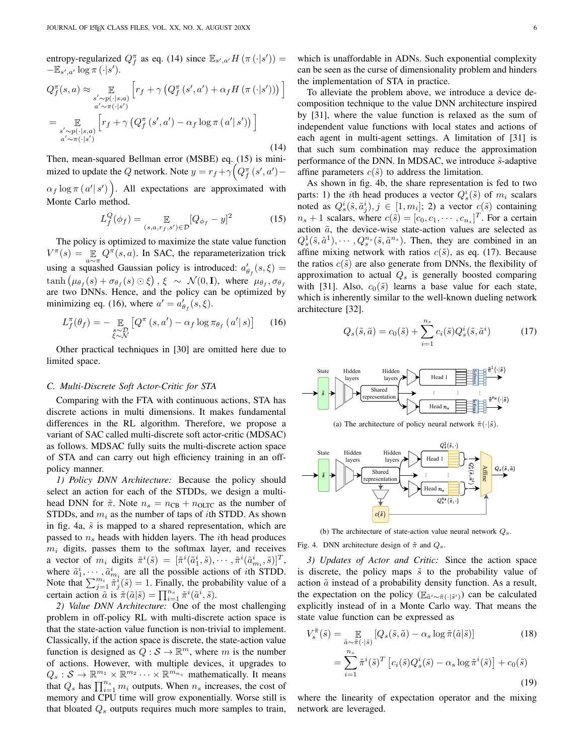entropy-regularized $Q_f^\pi$ as eq. (14) since $\mathbb{E}_{s',a'} H(\pi(\cdot|s')) = -\mathbb{E}_{s',a'} \log \pi(\cdot|s')$.

$$
\begin{aligned}
Q_f^\pi(s,a) &\approx \underset{\substack{s' \sim p(\cdot|s,a) \\ a' \sim \pi(\cdot|s')}}{\mathbb{E}} \left[ r_f + \gamma \left( Q_f^\pi(s', a') + \alpha_f H(\pi(\cdot|s')) \right) \right] \\
&= \underset{\substack{s' \sim p(\cdot|s,a) \\ a' \sim \pi(\cdot|s')}}{\mathbb{E}} \left[ r_f + \gamma \left( Q_f^\pi(s', a') - \alpha_f \log \pi(a'|s') \right) \right]
\end{aligned} \tag{14}
$$

Then, mean-squared Bellman error (MSBE) eq. (15) is minimized to update the $Q$ network. Note $y = r_f + \gamma \Big( Q_f^\pi(s', a') - \alpha_f \log \pi(a'|s') \Big)$. All expectations are approximated with Monte Carlo method.

$$
L_f^Q(\phi_f) = \underset{(s,a,r_f,s') \in \mathcal{D}}{\mathbb{E}} [Q_{\phi_f} - y]^2 \tag{15}
$$

The policy is optimized to maximize the state value function $V^\pi(s) = \underset{a \sim \pi}{\mathbb{E}} Q^\pi(s,a)$. In SAC, the reparameterization trick using a squashed Gaussian policy is introduced: $a'_{\theta_f}(s,\xi) = \tanh(\mu_{\theta_f}(s) + \sigma_{\theta_f}(s) \odot \xi)$, $\xi \sim \mathcal{N}(0, \mathbf{I})$, where $\mu_{\theta_f}, \sigma_{\theta_f}$ are two DNNs. Hence, and the policy can be optimized by minimizing eq. (16), where $a' = a'_{\theta_f}(s,\xi)$.

$$
L_f^\pi(\theta_f) = - \underset{\substack{s \sim \mathcal{D} \\ \xi \sim \mathcal{N}}}{\mathbb{E}} \left[ Q^\pi(s, a') - \alpha_f \log \pi_{\theta_f}(a'|s) \right] \tag{16}
$$

Other practical techniques in [30] are omitted here due to limited space.

### C. Multi-Discrete Soft Actor-Critic for STA

Comparing with the FTA with continuous actions, STA has discrete actions in multi dimensions. It makes fundamental differences in the RL algorithm. Therefore, we propose a variant of SAC called multi-discrete soft actor-critic (MDSAC) as follows. MDSAC fully suits the multi-discrete action space of STA and can carry out high efficiency training in an off-policy manner.

*1) Policy DNN Architecture:* Because the policy should select an action for each of the STDDs, we design a multi-head DNN for $\tilde{\pi}$. Note $n_s = n_{\text{CB}} + n_{\text{OLTC}}$ as the number of STDDs, and $m_i$ as the number of taps of $i$th STDD. As shown in fig. 4a, $\tilde{s}$ is mapped to a shared representation, which are passed to $n_s$ heads with hidden layers. The $i$th head produces $m_i$ digits, passes them to the softmax layer, and receives a vector of $m_i$ digits $\tilde{\pi}^i(\tilde{s}) = [\tilde{\pi}^i(\tilde{a}_1^i, \tilde{s}), \cdots, \tilde{\pi}^i(\tilde{a}_{m_i}^i, \tilde{s})]^T$, where $\tilde{a}_1^i, \cdots, \tilde{a}_{m_i}^i$ are all the possible actions of $i$th STDD. Note that $\sum_{j=1}^{m_i} \tilde{\pi}_j^i(\tilde{s}) = 1$. Finally, the probability value of a certain action $\tilde{a}$ is $\tilde{\pi}(\tilde{a}|\tilde{s}) = \prod_{i=1}^{n_s} \tilde{\pi}^i(\tilde{a}^i, \tilde{s})$.

*2) Value DNN Architecture:* One of the most challenging problem in off-policy RL with multi-discrete action space is that the state-action value function is non-trivial to implement. Classically, if the action space is discrete, the state-action value function is designed as $Q: \mathcal{S} \to \mathbb{R}^m$, where $m$ is the number of actions. However, with multiple devices, it upgrades to $Q_s: \mathcal{S} \to \mathbb{R}^{m_1} \times \mathbb{R}^{m_2} \cdots \times \mathbb{R}^{m_{n_s}}$ mathematically. It means that $Q_s$ has $\prod_{i=1}^{n_s} m_i$ outputs. When $n_s$ increases, the cost of memory and CPU time will grow exponentially. Worse still is that bloated $Q_s$ outputs requires much more samples to train, which is unaffordable in ADNs. Such exponential complexity can be seen as the curse of dimensionality problem and hinders the implementation of STA in practice.

To alleviate the problem above, we introduce a device decomposition technique to the value DNN architecture inspired by [31], where the value function is relaxed as the sum of independent value functions with local states and actions of each agent in multi-agent settings. A limitation of [31] is that such sum combination may reduce the approximation performance of the DNN. In MDSAC, we introduce $\tilde{s}$-adaptive affine parameters $c(\tilde{s})$ to address the limitation.

As shown in fig. 4b, the share representation is fed to two parts: 1) the $i$th head produces a vector $Q_s^i(\tilde{s})$ of $m_i$ scalars noted as $Q_s^i(\tilde{s}, \tilde{a}_j^i), j \in [1, m_i]$; 2) a vector $c(\tilde{s})$ containing $n_s + 1$ scalars, where $c(\tilde{s}) = [c_0, c_1, \cdots, c_{n_s}]^T$. For a certain action $\tilde{a}$, the device-wise state-action values are selected as $Q_s^1(\tilde{s}, \tilde{a}^1), \cdots, Q_s^{n_s}(\tilde{s}, \tilde{a}^{n_s})$. Then, they are combined in an affine mixing network with ratios $c(\tilde{s})$, as eq. (17). Because the ratios $c(\tilde{s})$ are also generate from DNNs, the flexibility of approximation to actual $Q_s$ is generally boosted comparing with [31]. Also, $c_0(\tilde{s})$ learns a base value for each state, which is inherently similar to the well-known dueling network architecture [32].

$$
Q_s(\tilde{s}, \tilde{a}) = c_0(\tilde{s}) + \sum_{i=1}^{n_s} c_i(\tilde{s}) Q_s^i(\tilde{s}, \tilde{a}^i) \tag{17}
$$

(a) The architecture of policy neural network $\tilde{\pi}(\cdot|\tilde{s})$.

(b) The architecture of state-action value neural network $Q_s$.

Fig. 4. DNN architecture design of $\tilde{\pi}$ and $Q_s$.

*3) Updates of Actor and Critic:* Since the action space is discrete, the policy maps $\tilde{s}$ to the probability value of action $\tilde{a}$ instead of a probability density function. As a result, the expectation on the policy ($\mathbb{E}_{\tilde{a}' \sim \tilde{\pi}(\cdot|\tilde{s}')}$) can be calculated explicitly instead of in a Monte Carlo way. That means the state value function can be expressed as

$$
\begin{aligned}
V_s^{\tilde{\pi}}(\tilde{s}) &= \underset{\tilde{a} \sim \tilde{\pi}(\cdot|\tilde{s})}{\mathbb{E}} [Q_s(\tilde{s}, \tilde{a}) - \alpha_s \log \tilde{\pi}(\tilde{a}|\tilde{s})] && (18) \\
&= \sum_{i=1}^{n_s} \tilde{\pi}^i(\tilde{s})^T \left[ c_i(\tilde{s}) Q_s^i(\tilde{s}) - \alpha_s \log \tilde{\pi}^i(\tilde{s}) \right] + c_0(\tilde{s}) && (19)
\end{aligned}
$$

where the linearity of expectation operator and the mixing network are leveraged.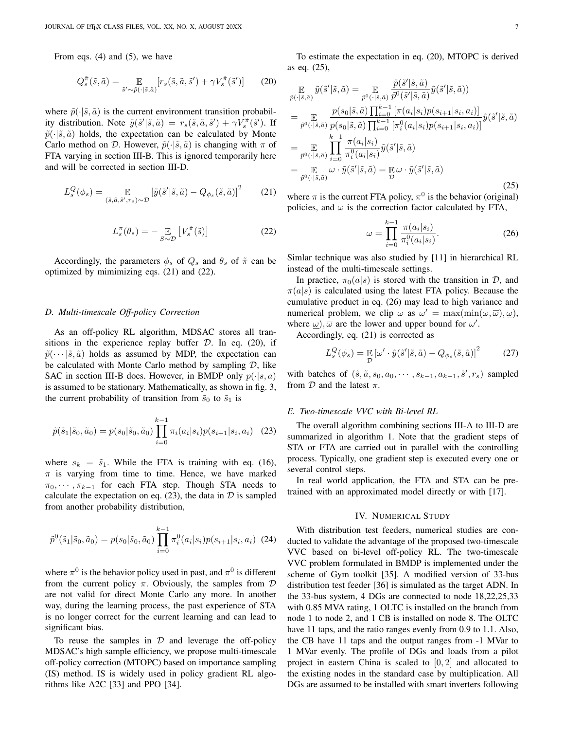From eqs. (4) and (5), we have

$$Q_s^{\tilde{\pi}}(\tilde{s},\tilde{a}) = \mathop{\mathbb{E}}_{\tilde{s}'\sim\tilde{p}(\cdot|\tilde{s},\tilde{a})} [r_s(\tilde{s},\tilde{a},\tilde{s}') + \gamma V_s^{\tilde{\pi}}(\tilde{s}')] \tag{20}$$

where $\tilde{p}(\cdot|\tilde{s},\tilde{a})$ is the current environment transition probability distribution. Note $\tilde{y}(\tilde{s}'|\tilde{s},\tilde{a}) = r_s(\tilde{s},\tilde{a},\tilde{s}') + \gamma V_s^{\tilde{\pi}}(\tilde{s}')$. If $\tilde{p}(\cdot|\tilde{s},\tilde{a})$ holds, the expectation can be calculated by Monte Carlo method on $\mathcal{D}$. However, $\tilde{p}(\cdot|\tilde{s},\tilde{a})$ is changing with $\pi$ of FTA varying in section III-B. This is ignored temporarily here and will be corrected in section III-D.

$$L_s^Q(\phi_s) = \mathop{\mathbb{E}}_{(\tilde{s},\tilde{a},\tilde{s}',r_s)\sim\mathcal{D}} \left[\tilde{y}(\tilde{s}'|\tilde{s},\tilde{a}) - Q_{\phi_s}(\tilde{s},\tilde{a})\right]^2 \tag{21}$$

$$L_s^\pi(\theta_s) = -\mathop{\mathbb{E}}_{S\sim\mathcal{D}} \left[V_s^{\tilde{\pi}}(\tilde{s})\right] \tag{22}$$

Accordingly, the parameters $\phi_s$ of $Q_s$ and $\theta_s$ of $\tilde{\pi}$ can be optimized by mimimizing eqs. (21) and (22).

### D. Multi-timescale Off-policy Correction

As an off-policy RL algorithm, MDSAC stores all transitions in the experience replay buffer $\mathcal{D}$. In eq. (20), if $\tilde{p}(\cdots|\tilde{s},\tilde{a})$ holds as assumed by MDP, the expectation can be calculated with Monte Carlo method by sampling $\mathcal{D}$, like SAC in section III-B does. However, in BMDP only $p(\cdot|s,a)$ is assumed to be stationary. Mathematically, as shown in fig. 3, the current probability of transition from $\tilde{s}_0$ to $\tilde{s}_1$ is

$$\tilde{p}(\tilde{s}_1|\tilde{s}_0,\tilde{a}_0) = p(s_0|\tilde{s}_0,\tilde{a}_0)\prod_{i=0}^{k-1}\pi_i(a_i|s_i)p(s_{i+1}|s_i,a_i) \tag{23}$$

where $s_k = \tilde{s}_1$. While the FTA is training with eq. (16), $\pi$ is varying from time to time. Hence, we have marked $\pi_0,\cdots,\pi_{k-1}$ for each FTA step. Though STA needs to calculate the expectation on eq. (23), the data in $\mathcal{D}$ is sampled from another probability distribution,

$$\tilde{p}^0(\tilde{s}_1|\tilde{s}_0,\tilde{a}_0) = p(s_0|\tilde{s}_0,\tilde{a}_0)\prod_{i=0}^{k-1}\pi_i^0(a_i|s_i)p(s_{i+1}|s_i,a_i) \tag{24}$$

where $\pi^0$ is the behavior policy used in past, and $\pi^0$ is different from the current policy $\pi$. Obviously, the samples from $\mathcal{D}$ are not valid for direct Monte Carlo any more. In another way, during the learning process, the past experience of STA is no longer correct for the current learning and can lead to significant bias.

To reuse the samples in $\mathcal{D}$ and leverage the off-policy MDSAC's high sample efficiency, we propose multi-timescale off-policy correction (MTOPC) based on importance sampling (IS) method. IS is widely used in policy gradient RL algorithms like A2C [33] and PPO [34].

To estimate the expectation in eq. (20), MTOPC is derived as eq. (25),

$$\begin{aligned}
&\mathop{\mathbb{E}}_{\tilde{p}(\cdot|\tilde{s},\tilde{a})} \tilde{y}(\tilde{s}'|\tilde{s},\tilde{a}) = \mathop{\mathbb{E}}_{\tilde{p}^0(\cdot|\tilde{s},\tilde{a})} \frac{\tilde{p}(\tilde{s}'|\tilde{s},\tilde{a})}{\tilde{p}^0(\tilde{s}'|\tilde{s},\tilde{a})}\tilde{y}(\tilde{s}'|\tilde{s},\tilde{a})) \\
&= \mathop{\mathbb{E}}_{\tilde{p}^0(\cdot|\tilde{s},\tilde{a})} \frac{p(s_0|\tilde{s},\tilde{a})\prod_{i=0}^{k-1}\left[\pi(a_i|s_i)p(s_{i+1}|s_i,a_i)\right]}{p(s_0|\tilde{s},\tilde{a})\prod_{i=0}^{k-1}\left[\pi_i^0(a_i|s_i)p(s_{i+1}|s_i,a_i)\right]}\tilde{y}(\tilde{s}'|\tilde{s},\tilde{a}) \\
&= \mathop{\mathbb{E}}_{\tilde{p}^0(\cdot|\tilde{s},\tilde{a})} \prod_{i=0}^{k-1}\frac{\pi(a_i|s_i)}{\pi_i^0(a_i|s_i)}\tilde{y}(\tilde{s}'|\tilde{s},\tilde{a}) \\
&= \mathop{\mathbb{E}}_{\tilde{p}^0(\cdot|\tilde{s},\tilde{a})} \omega\cdot\tilde{y}(\tilde{s}'|\tilde{s},\tilde{a}) = \mathop{\mathbb{E}}_{\mathcal{D}} \omega\cdot\tilde{y}(\tilde{s}'|\tilde{s},\tilde{a})
\end{aligned} \tag{25}$$

where $\pi$ is the current FTA policy, $\pi^0$ is the behavior (original) policies, and $\omega$ is the correction factor calculated by FTA,

$$\omega = \prod_{i=0}^{k-1}\frac{\pi(a_i|s_i)}{\pi_i^0(a_i|s_i)}. \tag{26}$$

Simlar technique was also studied by [11] in hierarchical RL instead of the multi-timescale settings.

In practice, $\pi_0(a|s)$ is stored with the transition in $\mathcal{D}$, and $\pi(a|s)$ is calculated using the latest FTA policy. Because the cumulative product in eq. (26) may lead to high variance and numerical problem, we clip $\omega$ as $\omega' = \max(\min(\omega,\overline{\omega}),\underline{\omega})$, where $\underline{\omega}),\overline{\omega}$ are the lower and upper bound for $\omega'$.

Accordingly, eq. (21) is corrected as

$$L_s^Q(\phi_s) = \mathop{\mathbb{E}}_{\mathcal{D}}\left[\omega'\cdot\tilde{y}(\tilde{s}'|\tilde{s},\tilde{a}) - Q_{\phi_s}(\tilde{s},\tilde{a})\right]^2 \tag{27}$$

with batches of $(\tilde{s},\tilde{a},s_0,a_0,\cdots,s_{k-1},a_{k-1},\tilde{s}',r_s)$ sampled from $\mathcal{D}$ and the latest $\pi$.

### E. Two-timescale VVC with Bi-level RL

The overall algorithm combining sections III-A to III-D are summarized in algorithm 1. Note that the gradient steps of STA or FTA are carried out in parallel with the controlling process. Typically, one gradient step is executed every one or several control steps.

In real world application, the FTA and STA can be pre-trained with an approximated model directly or with [17].

## IV. Numerical Study

With distribution test feeders, numerical studies are conducted to validate the advantage of the proposed two-timescale VVC based on bi-level off-policy RL. The two-timescale VVC problem formulated in BMDP is implemented under the scheme of Gym toolkit [35]. A modified version of 33-bus distribution test feeder [36] is simulated as the target ADN. In the 33-bus system, 4 DGs are connected to node 18,22,25,33 with 0.85 MVA rating, 1 OLTC is installed on the branch from node 1 to node 2, and 1 CB is installed on node 8. The OLTC have 11 taps, and the ratio ranges evenly from 0.9 to 1.1. Also, the CB have 11 taps and the output ranges from -1 MVar to 1 MVar evenly. The profile of DGs and loads from a pilot project in eastern China is scaled to $[0, 2]$ and allocated to the existing nodes in the standard case by multiplication. All DGs are assumed to be installed with smart inverters following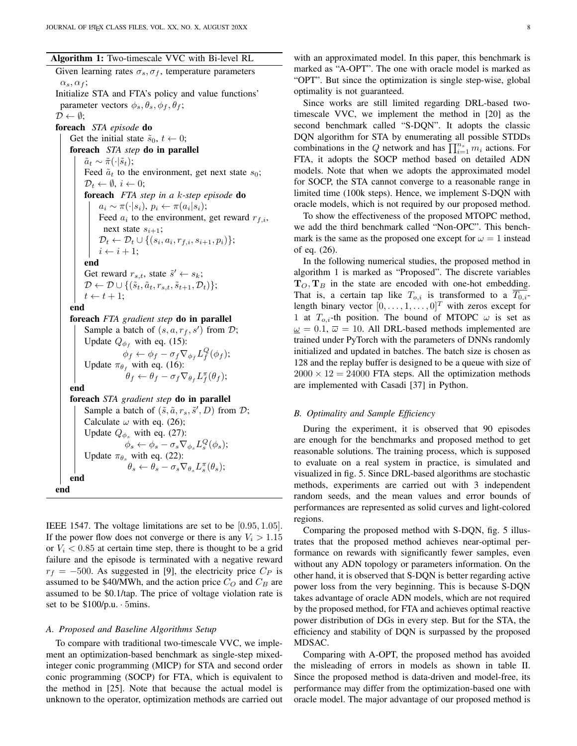**Algorithm 1:** Two-timescale VVC with Bi-level RL

```
Given learning rates σ_s, σ_f, temperature parameters
  α_s, α_f;
Initialize STA and FTA's policy and value functions'
  parameter vectors φ_s, θ_s, φ_f, θ_f;
D ← ∅;
foreach STA episode do
    Get the initial state s̃_0, t ← 0;
    foreach STA step do in parallel
        ã_t ∼ π̃(·|s̃_t);
        Feed ã_t to the environment, get next state s_0;
        D_t ← ∅, i ← 0;
        foreach FTA step in a k-step episode do
            a_i ∼ π(·|s_i), p_i ← π(a_i|s_i);
            Feed a_i to the environment, get reward r_{f,i},
              next state s_{i+1};
            D_t ← D_t ∪ {(s_i, a_i, r_{f,i}, s_{i+1}, p_i)};
            i ← i + 1;
        end
        Get reward r_{s,t}, state s̃' ← s_k;
        D ← D ∪ {(s̃_t, ã_t, r_{s,t}, s̃_{t+1}, D_t)};
        t ← t + 1;
    end
    foreach FTA gradient step do in parallel
        Sample a batch of (s, a, r_f, s') from D;
        Update Q_{φ_f} with eq. (15):
            φ_f ← φ_f − σ_f ∇_{φ_f} L_f^Q(φ_f);
        Update π_{θ_f} with eq. (16):
            θ_f ← θ_f − σ_f ∇_{θ_f} L_f^π(θ_f);
    end
    foreach STA gradient step do in parallel
        Sample a batch of (s̃, ã, r_s, s̃', D) from D;
        Calculate ω with eq. (26);
        Update Q_{φ_s} with eq. (27):
            φ_s ← φ_s − σ_s ∇_{φ_s} L_s^Q(φ_s);
        Update π_{θ_s} with eq. (22):
            θ_s ← θ_s − σ_s ∇_{θ_s} L_s^π(θ_s);
    end
end
```

IEEE 1547. The voltage limitations are set to be $[0.95, 1.05]$. If the power flow does not converge or there is any $V_i > 1.15$ or $V_i < 0.85$ at certain time step, there is thought to be a grid failure and the episode is terminated with a negative reward $r_f = -500$. As suggested in [9], the electricity price $C_P$ is assumed to be \$40/MWh, and the action price $C_O$ and $C_B$ are assumed to be \$0.1/tap. The price of voltage violation rate is set to be \$100/p.u. $\cdot$ 5mins.

### A. Proposed and Baseline Algorithms Setup

To compare with traditional two-timescale VVC, we implement an optimization-based benchmark as single-step mixed-integer conic programming (MICP) for STA and second order conic programming (SOCP) for FTA, which is equivalent to the method in [25]. Note that because the actual model is unknown to the operator, optimization methods are carried out with an approximated model. In this paper, this benchmark is marked as "A-OPT". The one with oracle model is marked as "OPT". But since the optimization is single step-wise, global optimality is not guaranteed.

Since works are still limited regarding DRL-based two-timescale VVC, we implement the method in [20] as the second benchmark called "S-DQN". It adopts the classic DQN algorithm for STA by enumerating all possible STDDs combinations in the $Q$ network and has $\prod_{i=1}^{n_s} m_i$ actions. For FTA, it adopts the SOCP method based on detailed ADN models. Note that when we adopts the approximated model for SOCP, the STA cannot converge to a reasonable range in limited time (100k steps). Hence, we implement S-DQN with oracle models, which is not required by our proposed method.

To show the effectiveness of the proposed MTOPC method, we add the third benchmark called "Non-OPC". This benchmark is the same as the proposed one except for $\omega = 1$ instead of eq. (26).

In the following numerical studies, the proposed method in algorithm 1 is marked as "Proposed". The discrete variables $\mathbf{T}_O, \mathbf{T}_B$ in the state are encoded with one-hot embedding. That is, a certain tap like $T_{o,i}$ is transformed to a $\overline{T_{0,i}}$-length binary vector $[0, \ldots, 1, \ldots, 0]^T$ with zeros except for 1 at $T_{o,i}$-th position. The bound of MTOPC $\omega$ is set as $\underline{\omega} = 0.1$, $\overline{\omega} = 10$. All DRL-based methods implemented are trained under PyTorch with the parameters of DNNs randomly initialized and updated in batches. The batch size is chosen as 128 and the replay buffer is designed to be a queue with size of $2000 \times 12 = 24000$ FTA steps. All the optimization methods are implemented with Casadi [37] in Python.

### B. Optimality and Sample Efficiency

During the experiment, it is observed that 90 episodes are enough for the benchmarks and proposed method to get reasonable solutions. The training process, which is supposed to evaluate on a real system in practice, is simulated and visualized in fig. 5. Since DRL-based algorithms are stochastic methods, experiments are carried out with 3 independent random seeds, and the mean values and error bounds of performances are represented as solid curves and light-colored regions.

Comparing the proposed method with S-DQN, fig. 5 illustrates that the proposed method achieves near-optimal performance on rewards with significantly fewer samples, even without any ADN topology or parameters information. On the other hand, it is observed that S-DQN is better regarding active power loss from the very beginning. This is because S-DQN takes advantage of oracle ADN models, which are not required by the proposed method, for FTA and achieves optimal reactive power distribution of DGs in every step. But for the STA, the efficiency and stability of DQN is surpassed by the proposed MDSAC.

Comparing with A-OPT, the proposed method has avoided the misleading of errors in models as shown in table II. Since the proposed method is data-driven and model-free, its performance may differ from the optimization-based one with oracle model. The major advantage of our proposed method is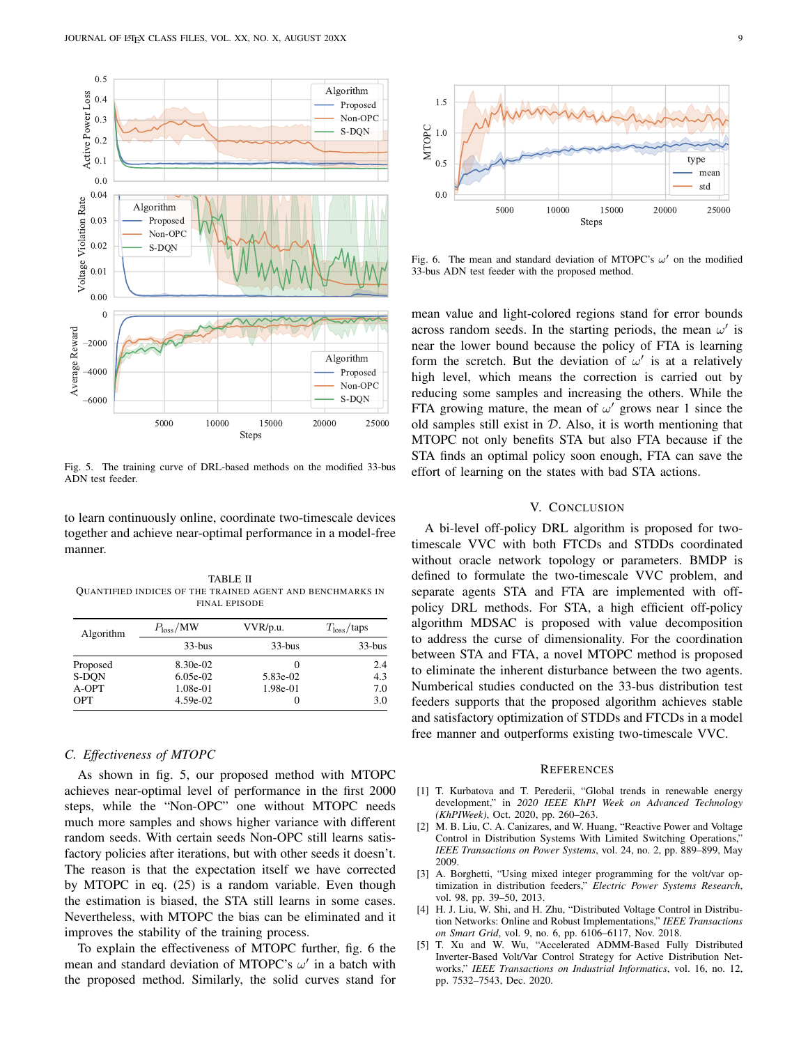Fig. 5. The training curve of DRL-based methods on the modified 33-bus ADN test feeder.

to learn continuously online, coordinate two-timescale devices together and achieve near-optimal performance in a model-free manner.

TABLE II
QUANTIFIED INDICES OF THE TRAINED AGENT AND BENCHMARKS IN FINAL EPISODE

| Algorithm | $P_{\text{loss}}$/MW | VVR/p.u. | $T_{\text{loss}}$/taps |
|---|---|---|---|
| | 33-bus | 33-bus | 33-bus |
| Proposed | 8.30e-02 | 0 | 2.4 |
| S-DQN | 6.05e-02 | 5.83e-02 | 4.3 |
| A-OPT | 1.08e-01 | 1.98e-01 | 7.0 |
| OPT | 4.59e-02 | 0 | 3.0 |

### C. Effectiveness of MTOPC

As shown in fig. 5, our proposed method with MTOPC achieves near-optimal level of performance in the first 2000 steps, while the "Non-OPC" one without MTOPC needs much more samples and shows higher variance with different random seeds. With certain seeds Non-OPC still learns satisfactory policies after iterations, but with other seeds it doesn't. The reason is that the expectation itself we have corrected by MTOPC in eq. (25) is a random variable. Even though the estimation is biased, the STA still learns in some cases. Nevertheless, with MTOPC the bias can be eliminated and it improves the stability of the training process.

To explain the effectiveness of MTOPC further, fig. 6 the mean and standard deviation of MTOPC's $\omega'$ in a batch with the proposed method. Similarly, the solid curves stand for mean value and light-colored regions stand for error bounds across random seeds. In the starting periods, the mean $\omega'$ is near the lower bound because the policy of FTA is learning form the scretch. But the deviation of $\omega'$ is at a relatively high level, which means the correction is carried out by reducing some samples and increasing the others. While the FTA growing mature, the mean of $\omega'$ grows near 1 since the old samples still exist in $\mathcal{D}$. Also, it is worth mentioning that MTOPC not only benefits STA but also FTA because if the STA finds an optimal policy soon enough, FTA can save the effort of learning on the states with bad STA actions.

Fig. 6. The mean and standard deviation of MTOPC's $\omega'$ on the modified 33-bus ADN test feeder with the proposed method.

## V. Conclusion

A bi-level off-policy DRL algorithm is proposed for two-timescale VVC with both FTCDs and STDDs coordinated without oracle network topology or parameters. BMDP is defined to formulate the two-timescale VVC problem, and separate agents STA and FTA are implemented with off-policy DRL methods. For STA, a high efficient off-policy algorithm MDSAC is proposed with value decomposition to address the curse of dimensionality. For the coordination between STA and FTA, a novel MTOPC method is proposed to eliminate the inherent disturbance between the two agents. Numerical studies conducted on the 33-bus distribution test feeders supports that the proposed algorithm achieves stable and satisfactory optimization of STDDs and FTCDs in a model free manner and outperforms existing two-timescale VVC.

## References

[1] T. Kurbatova and T. Perederii, "Global trends in renewable energy development," in *2020 IEEE KhPI Week on Advanced Technology (KhPIWeek)*, Oct. 2020, pp. 260–263.

[2] M. B. Liu, C. A. Canizares, and W. Huang, "Reactive Power and Voltage Control in Distribution Systems With Limited Switching Operations," *IEEE Transactions on Power Systems*, vol. 24, no. 2, pp. 889–899, May 2009.

[3] A. Borghetti, "Using mixed integer programming for the volt/var optimization in distribution feeders," *Electric Power Systems Research*, vol. 98, pp. 39–50, 2013.

[4] H. J. Liu, W. Shi, and H. Zhu, "Distributed Voltage Control in Distribution Networks: Online and Robust Implementations," *IEEE Transactions on Smart Grid*, vol. 9, no. 6, pp. 6106–6117, Nov. 2018.

[5] T. Xu and W. Wu, "Accelerated ADMM-Based Fully Distributed Inverter-Based Volt/Var Control Strategy for Active Distribution Networks," *IEEE Transactions on Industrial Informatics*, vol. 16, no. 12, pp. 7532–7543, Dec. 2020.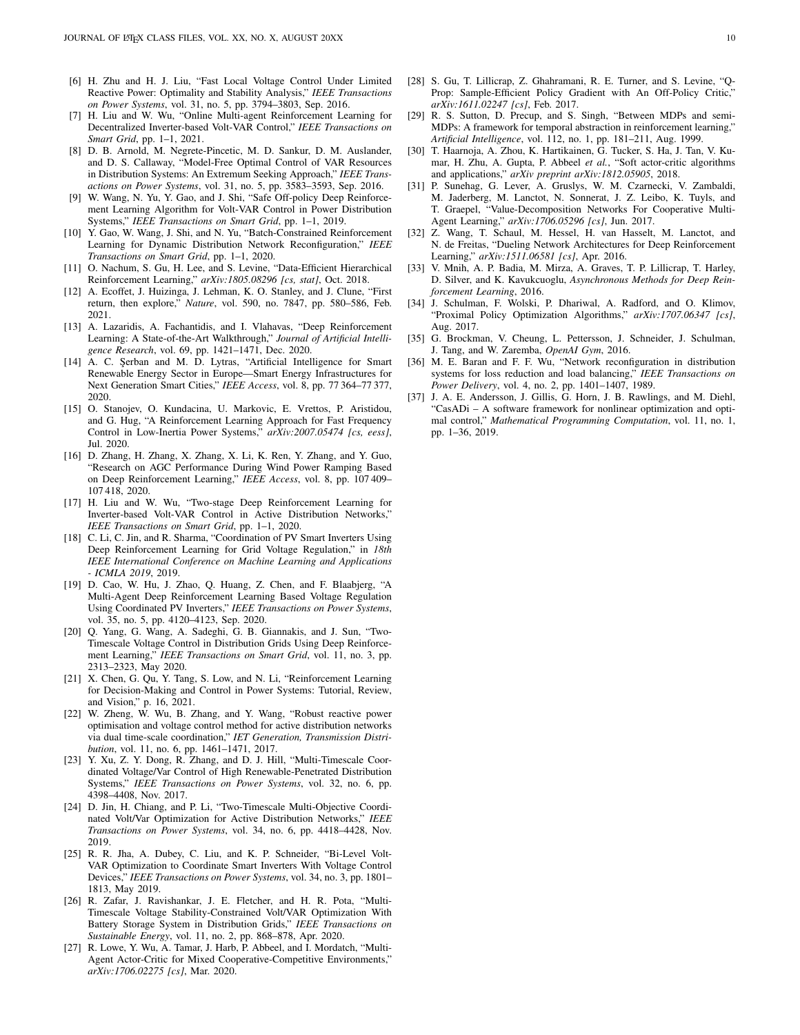[6] H. Zhu and H. J. Liu, "Fast Local Voltage Control Under Limited Reactive Power: Optimality and Stability Analysis," *IEEE Transactions on Power Systems*, vol. 31, no. 5, pp. 3794–3803, Sep. 2016.

[7] H. Liu and W. Wu, "Online Multi-agent Reinforcement Learning for Decentralized Inverter-based Volt-VAR Control," *IEEE Transactions on Smart Grid*, pp. 1–1, 2021.

[8] D. B. Arnold, M. Negrete-Pincetic, M. D. Sankur, D. M. Auslander, and D. S. Callaway, "Model-Free Optimal Control of VAR Resources in Distribution Systems: An Extremum Seeking Approach," *IEEE Transactions on Power Systems*, vol. 31, no. 5, pp. 3583–3593, Sep. 2016.

[9] W. Wang, N. Yu, Y. Gao, and J. Shi, "Safe Off-policy Deep Reinforcement Learning Algorithm for Volt-VAR Control in Power Distribution Systems," *IEEE Transactions on Smart Grid*, pp. 1–1, 2019.

[10] Y. Gao, W. Wang, J. Shi, and N. Yu, "Batch-Constrained Reinforcement Learning for Dynamic Distribution Network Reconfiguration," *IEEE Transactions on Smart Grid*, pp. 1–1, 2020.

[11] O. Nachum, S. Gu, H. Lee, and S. Levine, "Data-Efficient Hierarchical Reinforcement Learning," *arXiv:1805.08296 [cs, stat]*, Oct. 2018.

[12] A. Ecoffet, J. Huizinga, J. Lehman, K. O. Stanley, and J. Clune, "First return, then explore," *Nature*, vol. 590, no. 7847, pp. 580–586, Feb. 2021.

[13] A. Lazaridis, A. Fachantidis, and I. Vlahavas, "Deep Reinforcement Learning: A State-of-the-Art Walkthrough," *Journal of Artificial Intelligence Research*, vol. 69, pp. 1421–1471, Dec. 2020.

[14] A. C. Şerban and M. D. Lytras, "Artificial Intelligence for Smart Renewable Energy Sector in Europe—Smart Energy Infrastructures for Next Generation Smart Cities," *IEEE Access*, vol. 8, pp. 77 364–77 377, 2020.

[15] O. Stanojev, O. Kundacina, U. Markovic, E. Vrettos, P. Aristidou, and G. Hug, "A Reinforcement Learning Approach for Fast Frequency Control in Low-Inertia Power Systems," *arXiv:2007.05474 [cs, eess]*, Jul. 2020.

[16] D. Zhang, H. Zhang, X. Zhang, X. Li, K. Ren, Y. Zhang, and Y. Guo, "Research on AGC Performance During Wind Power Ramping Based on Deep Reinforcement Learning," *IEEE Access*, vol. 8, pp. 107 409–107 418, 2020.

[17] H. Liu and W. Wu, "Two-stage Deep Reinforcement Learning for Inverter-based Volt-VAR Control in Active Distribution Networks," *IEEE Transactions on Smart Grid*, pp. 1–1, 2020.

[18] C. Li, C. Jin, and R. Sharma, "Coordination of PV Smart Inverters Using Deep Reinforcement Learning for Grid Voltage Regulation," in *18th IEEE International Conference on Machine Learning and Applications - ICMLA 2019*, 2019.

[19] D. Cao, W. Hu, J. Zhao, Q. Huang, Z. Chen, and F. Blaabjerg, "A Multi-Agent Deep Reinforcement Learning Based Voltage Regulation Using Coordinated PV Inverters," *IEEE Transactions on Power Systems*, vol. 35, no. 5, pp. 4120–4123, Sep. 2020.

[20] Q. Yang, G. Wang, A. Sadeghi, G. B. Giannakis, and J. Sun, "Two-Timescale Voltage Control in Distribution Grids Using Deep Reinforcement Learning," *IEEE Transactions on Smart Grid*, vol. 11, no. 3, pp. 2313–2323, May 2020.

[21] X. Chen, G. Qu, Y. Tang, S. Low, and N. Li, "Reinforcement Learning for Decision-Making and Control in Power Systems: Tutorial, Review, and Vision," p. 16, 2021.

[22] W. Zheng, W. Wu, B. Zhang, and Y. Wang, "Robust reactive power optimisation and voltage control method for active distribution networks via dual time-scale coordination," *IET Generation, Transmission Distribution*, vol. 11, no. 6, pp. 1461–1471, 2017.

[23] Y. Xu, Z. Y. Dong, R. Zhang, and D. J. Hill, "Multi-Timescale Coordinated Voltage/Var Control of High Renewable-Penetrated Distribution Systems," *IEEE Transactions on Power Systems*, vol. 32, no. 6, pp. 4398–4408, Nov. 2017.

[24] D. Jin, H. Chiang, and P. Li, "Two-Timescale Multi-Objective Coordinated Volt/Var Optimization for Active Distribution Networks," *IEEE Transactions on Power Systems*, vol. 34, no. 6, pp. 4418–4428, Nov. 2019.

[25] R. R. Jha, A. Dubey, C. Liu, and K. P. Schneider, "Bi-Level Volt-VAR Optimization to Coordinate Smart Inverters With Voltage Control Devices," *IEEE Transactions on Power Systems*, vol. 34, no. 3, pp. 1801–1813, May 2019.

[26] R. Zafar, J. Ravishankar, J. E. Fletcher, and H. R. Pota, "Multi-Timescale Voltage Stability-Constrained Volt/VAR Optimization With Battery Storage System in Distribution Grids," *IEEE Transactions on Sustainable Energy*, vol. 11, no. 2, pp. 868–878, Apr. 2020.

[27] R. Lowe, Y. Wu, A. Tamar, J. Harb, P. Abbeel, and I. Mordatch, "Multi-Agent Actor-Critic for Mixed Cooperative-Competitive Environments," *arXiv:1706.02275 [cs]*, Mar. 2020.

[28] S. Gu, T. Lillicrap, Z. Ghahramani, R. E. Turner, and S. Levine, "Q-Prop: Sample-Efficient Policy Gradient with An Off-Policy Critic," *arXiv:1611.02247 [cs]*, Feb. 2017.

[29] R. S. Sutton, D. Precup, and S. Singh, "Between MDPs and semi-MDPs: A framework for temporal abstraction in reinforcement learning," *Artificial Intelligence*, vol. 112, no. 1, pp. 181–211, Aug. 1999.

[30] T. Haarnoja, A. Zhou, K. Hartikainen, G. Tucker, S. Ha, J. Tan, V. Kumar, H. Zhu, A. Gupta, P. Abbeel *et al.*, "Soft actor-critic algorithms and applications," *arXiv preprint arXiv:1812.05905*, 2018.

[31] P. Sunehag, G. Lever, A. Gruslys, W. M. Czarnecki, V. Zambaldi, M. Jaderberg, M. Lanctot, N. Sonnerat, J. Z. Leibo, K. Tuyls, and T. Graepel, "Value-Decomposition Networks For Cooperative Multi-Agent Learning," *arXiv:1706.05296 [cs]*, Jun. 2017.

[32] Z. Wang, T. Schaul, M. Hessel, H. van Hasselt, M. Lanctot, and N. de Freitas, "Dueling Network Architectures for Deep Reinforcement Learning," *arXiv:1511.06581 [cs]*, Apr. 2016.

[33] V. Mnih, A. P. Badia, M. Mirza, A. Graves, T. P. Lillicrap, T. Harley, D. Silver, and K. Kavukcuoglu, *Asynchronous Methods for Deep Reinforcement Learning*, 2016.

[34] J. Schulman, F. Wolski, P. Dhariwal, A. Radford, and O. Klimov, "Proximal Policy Optimization Algorithms," *arXiv:1707.06347 [cs]*, Aug. 2017.

[35] G. Brockman, V. Cheung, L. Pettersson, J. Schneider, J. Schulman, J. Tang, and W. Zaremba, *OpenAI Gym*, 2016.

[36] M. E. Baran and F. F. Wu, "Network reconfiguration in distribution systems for loss reduction and load balancing," *IEEE Transactions on Power Delivery*, vol. 4, no. 2, pp. 1401–1407, 1989.

[37] J. A. E. Andersson, J. Gillis, G. Horn, J. B. Rawlings, and M. Diehl, "CasADi – A software framework for nonlinear optimization and optimal control," *Mathematical Programming Computation*, vol. 11, no. 1, pp. 1–36, 2019.